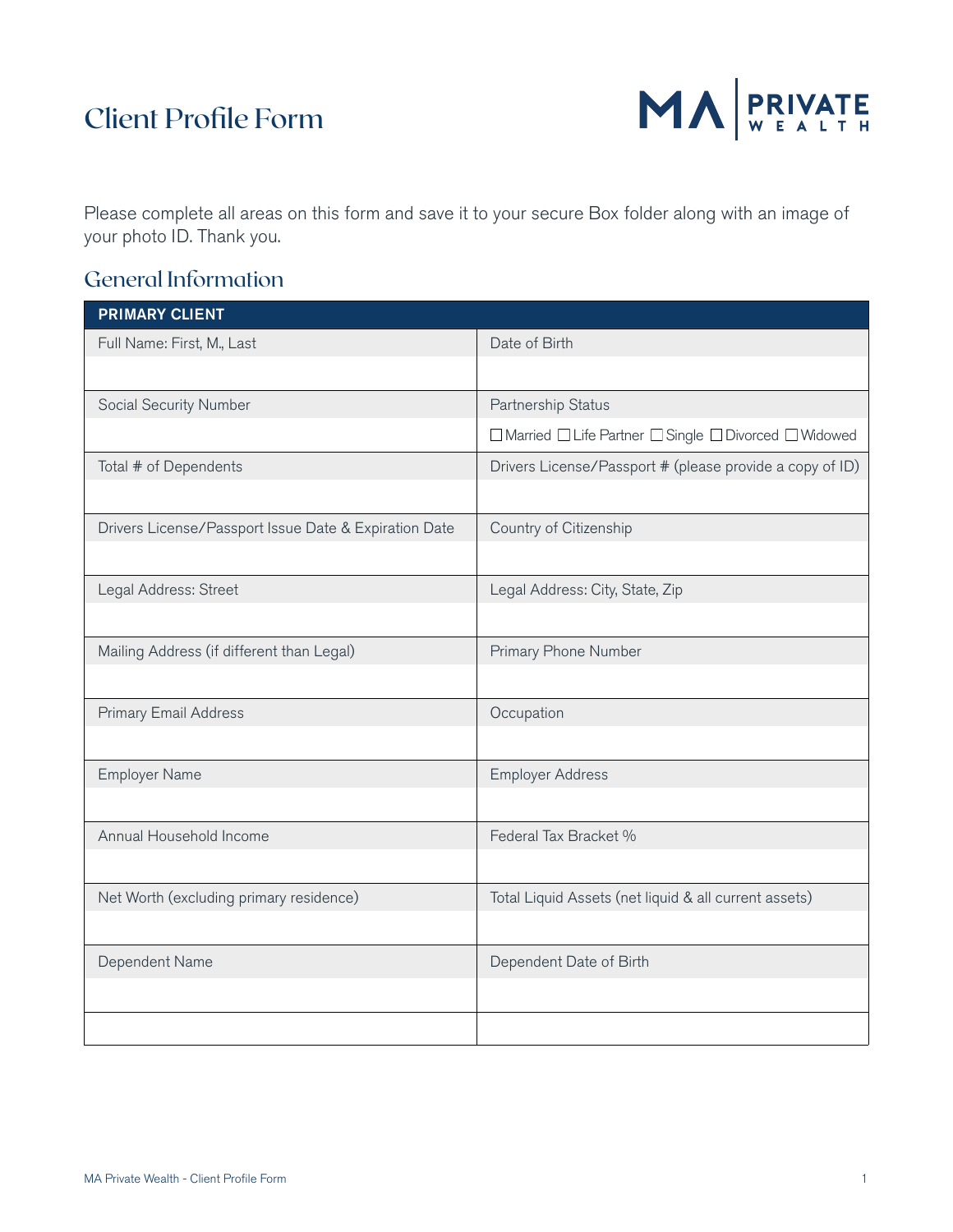# Client Profile Form

MA | PRIVATE WEALTH

Please complete all areas on this form and save it to your secure Box folder along with an image of your photo ID. Thank you.

## General Information

| PRIMARY CLIENT | |
|---|---|
| Full Name: First, M., Last | Date of Birth |
| | |
| Social Security Number | Partnership Status |
| | ☐ Married ☐ Life Partner ☐ Single ☐ Divorced ☐ Widowed |
| Total # of Dependents | Drivers License/Passport # (please provide a copy of ID) |
| | |
| Drivers License/Passport Issue Date & Expiration Date | Country of Citizenship |
| | |
| Legal Address: Street | Legal Address: City, State, Zip |
| | |
| Mailing Address (if different than Legal) | Primary Phone Number |
| | |
| Primary Email Address | Occupation |
| | |
| Employer Name | Employer Address |
| | |
| Annual Household Income | Federal Tax Bracket % |
| | |
| Net Worth (excluding primary residence) | Total Liquid Assets (net liquid & all current assets) |
| | |
| Dependent Name | Dependent Date of Birth |
| | |
| | |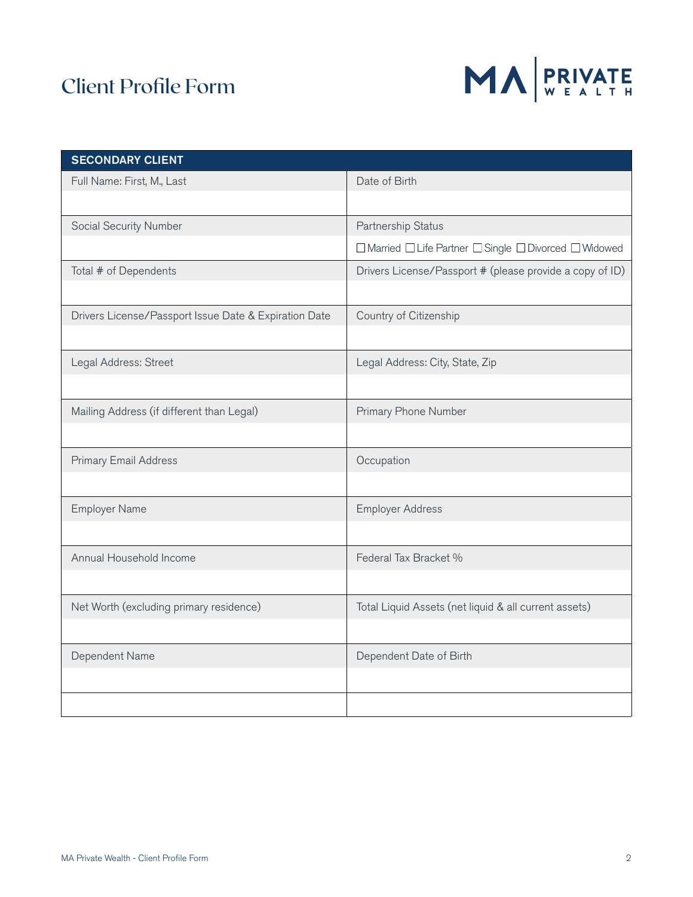# Client Profile Form

MA | PRIVATE WEALTH

| SECONDARY CLIENT | |
|---|---|
| Full Name: First, M., Last | Date of Birth |
| | |
| Social Security Number | Partnership Status |
| | ☐ Married ☐ Life Partner ☐ Single ☐ Divorced ☐ Widowed |
| Total # of Dependents | Drivers License/Passport # (please provide a copy of ID) |
| | |
| Drivers License/Passport Issue Date & Expiration Date | Country of Citizenship |
| | |
| Legal Address: Street | Legal Address: City, State, Zip |
| | |
| Mailing Address (if different than Legal) | Primary Phone Number |
| | |
| Primary Email Address | Occupation |
| | |
| Employer Name | Employer Address |
| | |
| Annual Household Income | Federal Tax Bracket % |
| | |
| Net Worth (excluding primary residence) | Total Liquid Assets (net liquid & all current assets) |
| | |
| Dependent Name | Dependent Date of Birth |
| | |
| | |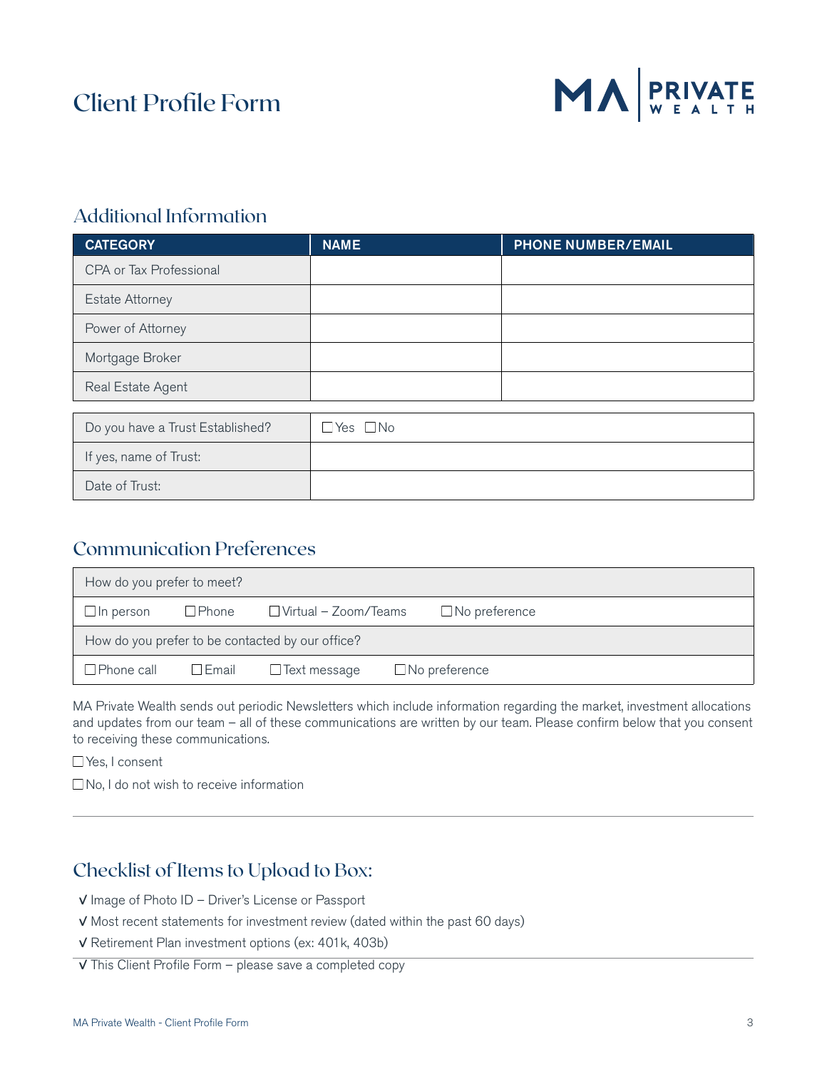# Client Profile Form

MA PRIVATE WEALTH

## Additional Information

| CATEGORY | NAME | PHONE NUMBER/EMAIL |
|---|---|---|
| CPA or Tax Professional | | |
| Estate Attorney | | |
| Power of Attorney | | |
| Mortgage Broker | | |
| Real Estate Agent | | |

| | |
|---|---|
| Do you have a Trust Established? | ☐ Yes ☐ No |
| If yes, name of Trust: | |
| Date of Trust: | |

## Communication Preferences

| | | | |
|---|---|---|---|
| How do you prefer to meet? | | | |
| ☐ In person | ☐ Phone | ☐ Virtual – Zoom/Teams | ☐ No preference |
| How do you prefer to be contacted by our office? | | | |
| ☐ Phone call | ☐ Email | ☐ Text message | ☐ No preference |

MA Private Wealth sends out periodic Newsletters which include information regarding the market, investment allocations and updates from our team – all of these communications are written by our team. Please confirm below that you consent to receiving these communications.

☐ Yes, I consent

☐ No, I do not wish to receive information

---

## Checklist of Items to Upload to Box:

√ Image of Photo ID – Driver's License or Passport

√ Most recent statements for investment review (dated within the past 60 days)

√ Retirement Plan investment options (ex: 401k, 403b)

√ This Client Profile Form – please save a completed copy